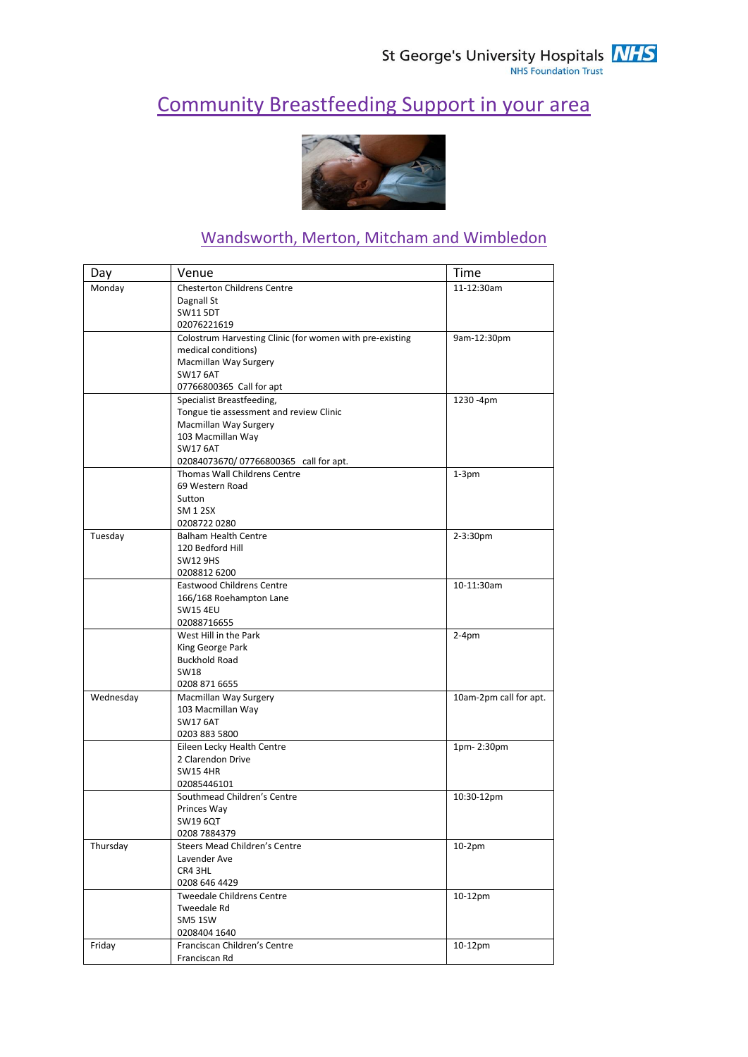St George's University Hospitals NHS Foundation Trust

# Community Breastfeeding Support in your area

## Wandsworth, Merton, Mitcham and Wimbledon

| Day | Venue | Time |
|---|---|---|
| Monday | Chesterton Childrens Centre<br>Dagnall St<br>SW11 5DT<br>02076221619 | 11-12:30am |
| | Colostrum Harvesting Clinic (for women with pre-existing medical conditions)<br>Macmillan Way Surgery<br>SW17 6AT<br>07766800365 Call for apt | 9am-12:30pm |
| | Specialist Breastfeeding,<br>Tongue tie assessment and review Clinic<br>Macmillan Way Surgery<br>103 Macmillan Way<br>SW17 6AT<br>02084073670/ 07766800365 call for apt. | 1230 -4pm |
| | Thomas Wall Childrens Centre<br>69 Western Road<br>Sutton<br>SM 1 2SX<br>0208722 0280 | 1-3pm |
| Tuesday | Balham Health Centre<br>120 Bedford Hill<br>SW12 9HS<br>0208812 6200 | 2-3:30pm |
| | Eastwood Childrens Centre<br>166/168 Roehampton Lane<br>SW15 4EU<br>02088716655 | 10-11:30am |
| | West Hill in the Park<br>King George Park<br>Buckhold Road<br>SW18<br>0208 871 6655 | 2-4pm |
| Wednesday | Macmillan Way Surgery<br>103 Macmillan Way<br>SW17 6AT<br>0203 883 5800 | 10am-2pm call for apt. |
| | Eileen Lecky Health Centre<br>2 Clarendon Drive<br>SW15 4HR<br>02085446101 | 1pm- 2:30pm |
| | Southmead Children's Centre<br>Princes Way<br>SW19 6QT<br>0208 7884379 | 10:30-12pm |
| Thursday | Steers Mead Children's Centre<br>Lavender Ave<br>CR4 3HL<br>0208 646 4429 | 10-2pm |
| | Tweedale Childrens Centre<br>Tweedale Rd<br>SM5 1SW<br>0208404 1640 | 10-12pm |
| Friday | Franciscan Children's Centre<br>Franciscan Rd | 10-12pm |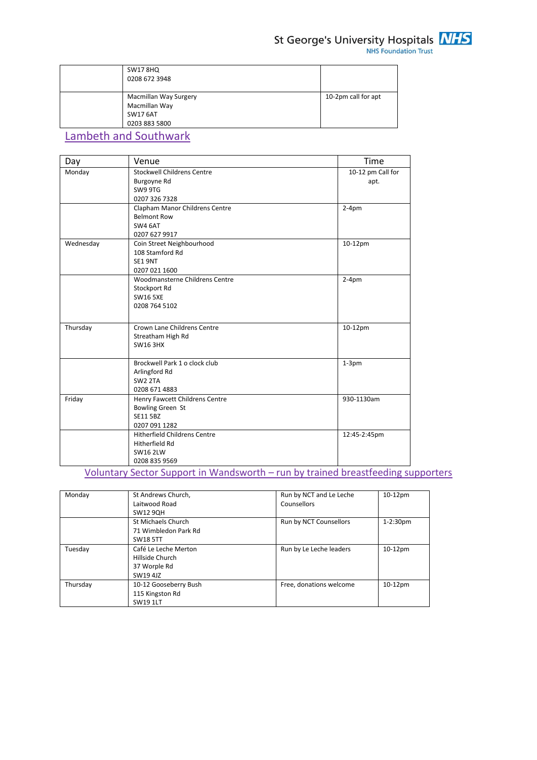| | | |
|---|---|---|
| | SW17 8HQ<br>0208 672 3948 | |
| | Macmillan Way Surgery<br>Macmillan Way<br>SW17 6AT<br>0203 883 5800 | 10-2pm call for apt |

## Lambeth and Southwark

| Day | Venue | Time |
|---|---|---|
| Monday | Stockwell Childrens Centre<br>Burgoyne Rd<br>SW9 9TG<br>0207 326 7328 | 10-12 pm Call for apt. |
| | Clapham Manor Childrens Centre<br>Belmont Row<br>SW4 6AT<br>0207 627 9917 | 2-4pm |
| Wednesday | Coin Street Neighbourhood<br>108 Stamford Rd<br>SE1 9NT<br>0207 021 1600 | 10-12pm |
| | Woodmansterne Childrens Centre<br>Stockport Rd<br>SW16 5XE<br>0208 764 5102 | 2-4pm |
| Thursday | Crown Lane Childrens Centre<br>Streatham High Rd<br>SW16 3HX | 10-12pm |
| | Brockwell Park 1 o clock club<br>Arlingford Rd<br>SW2 2TA<br>0208 671 4883 | 1-3pm |
| Friday | Henry Fawcett Childrens Centre<br>Bowling Green St<br>SE11 5BZ<br>0207 091 1282 | 930-1130am |
| | Hitherfield Childrens Centre<br>Hitherfield Rd<br>SW16 2LW<br>0208 835 9569 | 12:45-2:45pm |

## Voluntary Sector Support in Wandsworth – run by trained breastfeeding supporters

| | | | |
|---|---|---|---|
| Monday | St Andrews Church,<br>Laitwood Road<br>SW12 9QH | Run by NCT and Le Leche Counsellors | 10-12pm |
| | St Michaels Church<br>71 Wimbledon Park Rd<br>SW18 5TT | Run by NCT Counsellors | 1-2:30pm |
| Tuesday | Café Le Leche Merton<br>Hillside Church<br>37 Worple Rd<br>SW19 4JZ | Run by Le Leche leaders | 10-12pm |
| Thursday | 10-12 Gooseberry Bush<br>115 Kingston Rd<br>SW19 1LT | Free, donations welcome | 10-12pm |